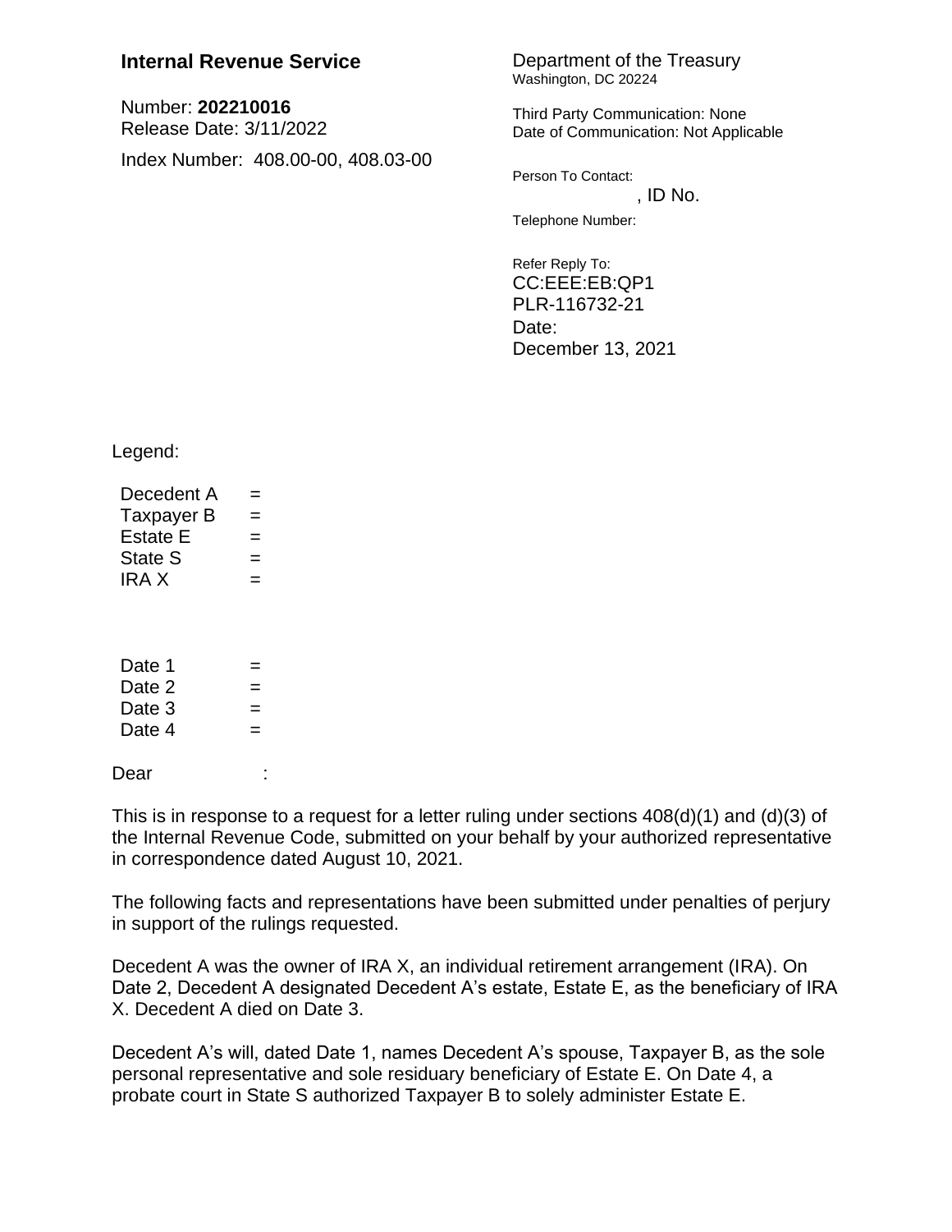**Internal Revenue Service**

Number: **202210016**
Release Date: 3/11/2022

Index Number: 408.00-00, 408.03-00

Department of the Treasury
Washington, DC 20224

Third Party Communication: None
Date of Communication: Not Applicable

Person To Contact:
, ID No.

Telephone Number:

Refer Reply To:
CC:EEE:EB:QP1
PLR-116732-21
Date:
December 13, 2021

Legend:

Decedent A =
Taxpayer B =
Estate E =
State S =
IRA X =

Date 1 =
Date 2 =
Date 3 =
Date 4 =

Dear :

This is in response to a request for a letter ruling under sections 408(d)(1) and (d)(3) of the Internal Revenue Code, submitted on your behalf by your authorized representative in correspondence dated August 10, 2021.

The following facts and representations have been submitted under penalties of perjury in support of the rulings requested.

Decedent A was the owner of IRA X, an individual retirement arrangement (IRA). On Date 2, Decedent A designated Decedent A's estate, Estate E, as the beneficiary of IRA X. Decedent A died on Date 3.

Decedent A's will, dated Date 1, names Decedent A's spouse, Taxpayer B, as the sole personal representative and sole residuary beneficiary of Estate E. On Date 4, a probate court in State S authorized Taxpayer B to solely administer Estate E.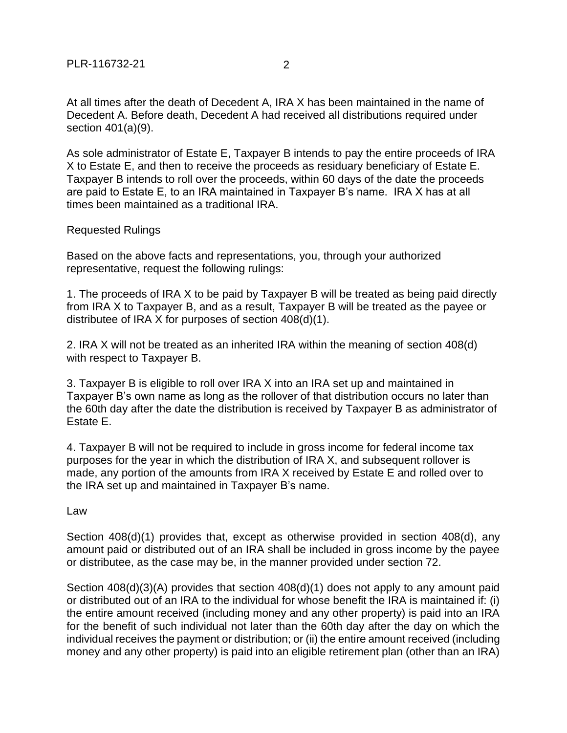At all times after the death of Decedent A, IRA X has been maintained in the name of Decedent A. Before death, Decedent A had received all distributions required under section 401(a)(9).

As sole administrator of Estate E, Taxpayer B intends to pay the entire proceeds of IRA X to Estate E, and then to receive the proceeds as residuary beneficiary of Estate E. Taxpayer B intends to roll over the proceeds, within 60 days of the date the proceeds are paid to Estate E, to an IRA maintained in Taxpayer B's name. IRA X has at all times been maintained as a traditional IRA.

Requested Rulings

Based on the above facts and representations, you, through your authorized representative, request the following rulings:

1. The proceeds of IRA X to be paid by Taxpayer B will be treated as being paid directly from IRA X to Taxpayer B, and as a result, Taxpayer B will be treated as the payee or distributee of IRA X for purposes of section 408(d)(1).

2. IRA X will not be treated as an inherited IRA within the meaning of section 408(d) with respect to Taxpayer B.

3. Taxpayer B is eligible to roll over IRA X into an IRA set up and maintained in Taxpayer B's own name as long as the rollover of that distribution occurs no later than the 60th day after the date the distribution is received by Taxpayer B as administrator of Estate E.

4. Taxpayer B will not be required to include in gross income for federal income tax purposes for the year in which the distribution of IRA X, and subsequent rollover is made, any portion of the amounts from IRA X received by Estate E and rolled over to the IRA set up and maintained in Taxpayer B's name.

Law

Section 408(d)(1) provides that, except as otherwise provided in section 408(d), any amount paid or distributed out of an IRA shall be included in gross income by the payee or distributee, as the case may be, in the manner provided under section 72.

Section 408(d)(3)(A) provides that section 408(d)(1) does not apply to any amount paid or distributed out of an IRA to the individual for whose benefit the IRA is maintained if: (i) the entire amount received (including money and any other property) is paid into an IRA for the benefit of such individual not later than the 60th day after the day on which the individual receives the payment or distribution; or (ii) the entire amount received (including money and any other property) is paid into an eligible retirement plan (other than an IRA)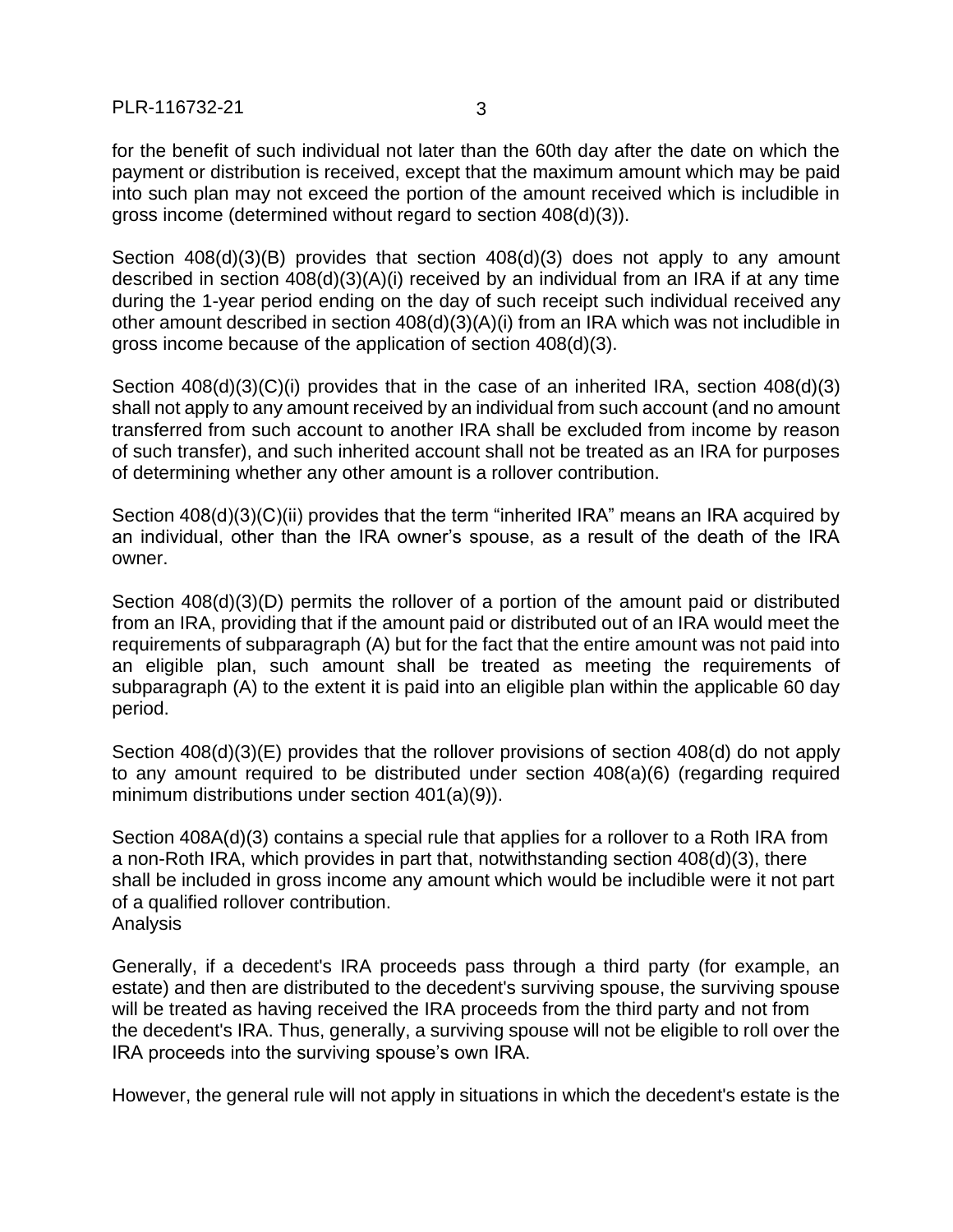for the benefit of such individual not later than the 60th day after the date on which the payment or distribution is received, except that the maximum amount which may be paid into such plan may not exceed the portion of the amount received which is includible in gross income (determined without regard to section 408(d)(3)).

Section 408(d)(3)(B) provides that section 408(d)(3) does not apply to any amount described in section 408(d)(3)(A)(i) received by an individual from an IRA if at any time during the 1-year period ending on the day of such receipt such individual received any other amount described in section 408(d)(3)(A)(i) from an IRA which was not includible in gross income because of the application of section 408(d)(3).

Section 408(d)(3)(C)(i) provides that in the case of an inherited IRA, section 408(d)(3) shall not apply to any amount received by an individual from such account (and no amount transferred from such account to another IRA shall be excluded from income by reason of such transfer), and such inherited account shall not be treated as an IRA for purposes of determining whether any other amount is a rollover contribution.

Section 408(d)(3)(C)(ii) provides that the term "inherited IRA" means an IRA acquired by an individual, other than the IRA owner's spouse, as a result of the death of the IRA owner.

Section 408(d)(3)(D) permits the rollover of a portion of the amount paid or distributed from an IRA, providing that if the amount paid or distributed out of an IRA would meet the requirements of subparagraph (A) but for the fact that the entire amount was not paid into an eligible plan, such amount shall be treated as meeting the requirements of subparagraph (A) to the extent it is paid into an eligible plan within the applicable 60 day period.

Section 408(d)(3)(E) provides that the rollover provisions of section 408(d) do not apply to any amount required to be distributed under section 408(a)(6) (regarding required minimum distributions under section 401(a)(9)).

Section 408A(d)(3) contains a special rule that applies for a rollover to a Roth IRA from a non-Roth IRA, which provides in part that, notwithstanding section 408(d)(3), there shall be included in gross income any amount which would be includible were it not part of a qualified rollover contribution.

Analysis

Generally, if a decedent's IRA proceeds pass through a third party (for example, an estate) and then are distributed to the decedent's surviving spouse, the surviving spouse will be treated as having received the IRA proceeds from the third party and not from the decedent's IRA. Thus, generally, a surviving spouse will not be eligible to roll over the IRA proceeds into the surviving spouse's own IRA.

However, the general rule will not apply in situations in which the decedent's estate is the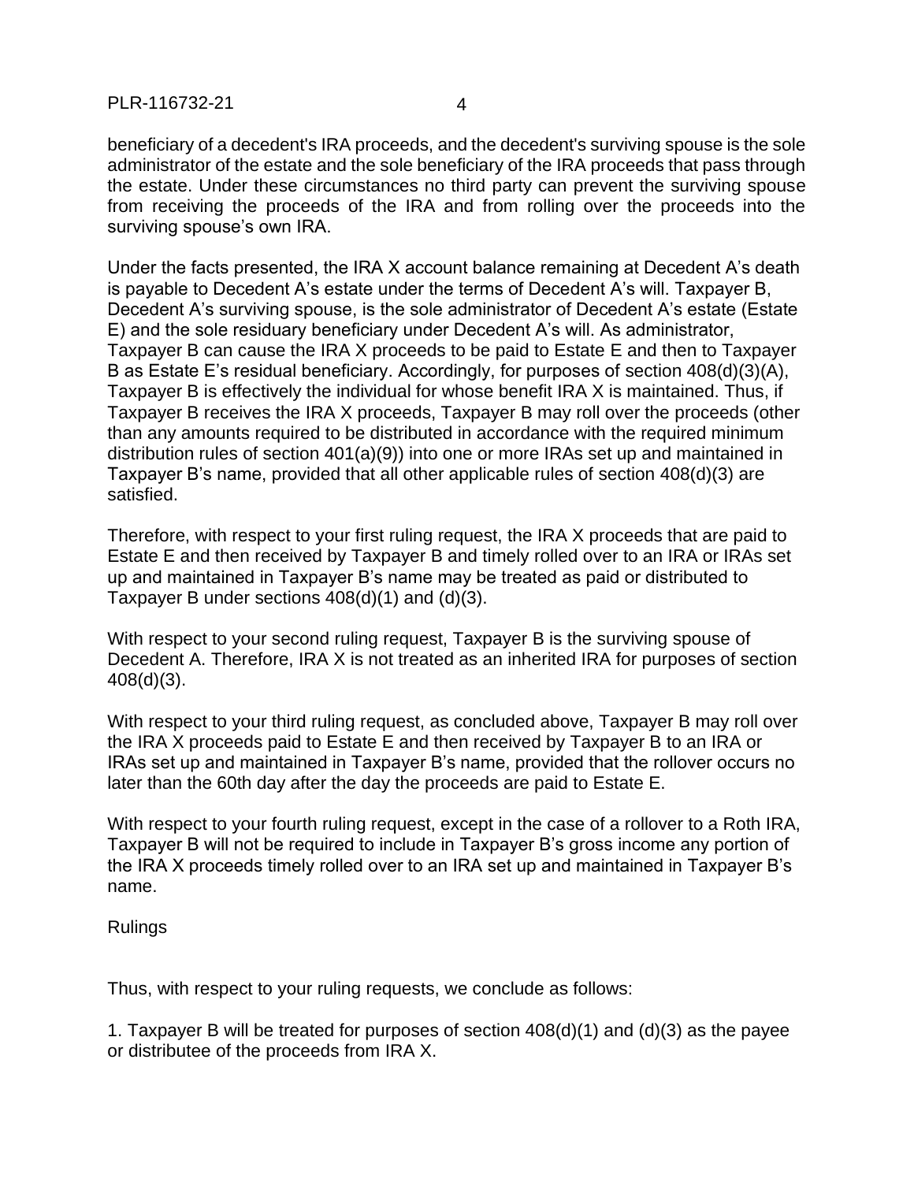beneficiary of a decedent's IRA proceeds, and the decedent's surviving spouse is the sole administrator of the estate and the sole beneficiary of the IRA proceeds that pass through the estate. Under these circumstances no third party can prevent the surviving spouse from receiving the proceeds of the IRA and from rolling over the proceeds into the surviving spouse's own IRA.

Under the facts presented, the IRA X account balance remaining at Decedent A's death is payable to Decedent A's estate under the terms of Decedent A's will. Taxpayer B, Decedent A's surviving spouse, is the sole administrator of Decedent A's estate (Estate E) and the sole residuary beneficiary under Decedent A's will. As administrator, Taxpayer B can cause the IRA X proceeds to be paid to Estate E and then to Taxpayer B as Estate E's residual beneficiary. Accordingly, for purposes of section 408(d)(3)(A), Taxpayer B is effectively the individual for whose benefit IRA X is maintained. Thus, if Taxpayer B receives the IRA X proceeds, Taxpayer B may roll over the proceeds (other than any amounts required to be distributed in accordance with the required minimum distribution rules of section 401(a)(9)) into one or more IRAs set up and maintained in Taxpayer B's name, provided that all other applicable rules of section 408(d)(3) are satisfied.

Therefore, with respect to your first ruling request, the IRA X proceeds that are paid to Estate E and then received by Taxpayer B and timely rolled over to an IRA or IRAs set up and maintained in Taxpayer B's name may be treated as paid or distributed to Taxpayer B under sections 408(d)(1) and (d)(3).

With respect to your second ruling request, Taxpayer B is the surviving spouse of Decedent A. Therefore, IRA X is not treated as an inherited IRA for purposes of section 408(d)(3).

With respect to your third ruling request, as concluded above, Taxpayer B may roll over the IRA X proceeds paid to Estate E and then received by Taxpayer B to an IRA or IRAs set up and maintained in Taxpayer B's name, provided that the rollover occurs no later than the 60th day after the day the proceeds are paid to Estate E.

With respect to your fourth ruling request, except in the case of a rollover to a Roth IRA, Taxpayer B will not be required to include in Taxpayer B's gross income any portion of the IRA X proceeds timely rolled over to an IRA set up and maintained in Taxpayer B's name.

Rulings

Thus, with respect to your ruling requests, we conclude as follows:

1. Taxpayer B will be treated for purposes of section 408(d)(1) and (d)(3) as the payee or distributee of the proceeds from IRA X.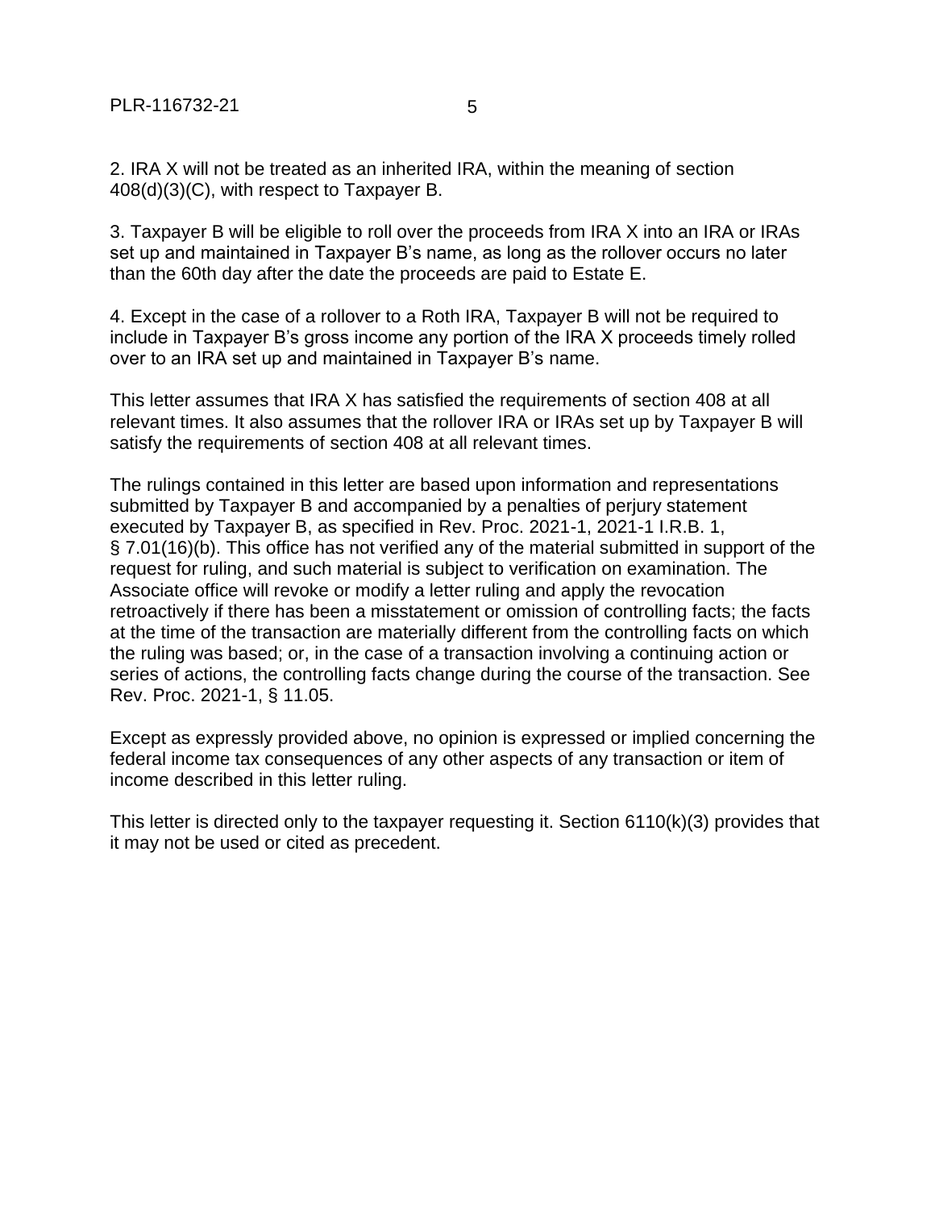2. IRA X will not be treated as an inherited IRA, within the meaning of section 408(d)(3)(C), with respect to Taxpayer B.

3. Taxpayer B will be eligible to roll over the proceeds from IRA X into an IRA or IRAs set up and maintained in Taxpayer B's name, as long as the rollover occurs no later than the 60th day after the date the proceeds are paid to Estate E.

4. Except in the case of a rollover to a Roth IRA, Taxpayer B will not be required to include in Taxpayer B's gross income any portion of the IRA X proceeds timely rolled over to an IRA set up and maintained in Taxpayer B's name.

This letter assumes that IRA X has satisfied the requirements of section 408 at all relevant times. It also assumes that the rollover IRA or IRAs set up by Taxpayer B will satisfy the requirements of section 408 at all relevant times.

The rulings contained in this letter are based upon information and representations submitted by Taxpayer B and accompanied by a penalties of perjury statement executed by Taxpayer B, as specified in Rev. Proc. 2021-1, 2021-1 I.R.B. 1, § 7.01(16)(b). This office has not verified any of the material submitted in support of the request for ruling, and such material is subject to verification on examination. The Associate office will revoke or modify a letter ruling and apply the revocation retroactively if there has been a misstatement or omission of controlling facts; the facts at the time of the transaction are materially different from the controlling facts on which the ruling was based; or, in the case of a transaction involving a continuing action or series of actions, the controlling facts change during the course of the transaction. See Rev. Proc. 2021-1, § 11.05.

Except as expressly provided above, no opinion is expressed or implied concerning the federal income tax consequences of any other aspects of any transaction or item of income described in this letter ruling.

This letter is directed only to the taxpayer requesting it. Section 6110(k)(3) provides that it may not be used or cited as precedent.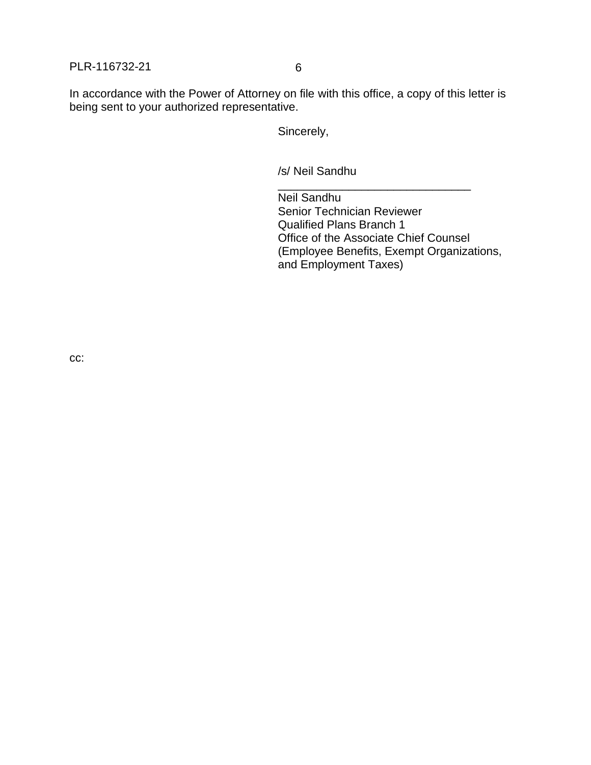In accordance with the Power of Attorney on file with this office, a copy of this letter is being sent to your authorized representative.

Sincerely,

/s/ Neil Sandhu

_______________________________

Neil Sandhu
Senior Technician Reviewer
Qualified Plans Branch 1
Office of the Associate Chief Counsel
(Employee Benefits, Exempt Organizations, and Employment Taxes)

cc: